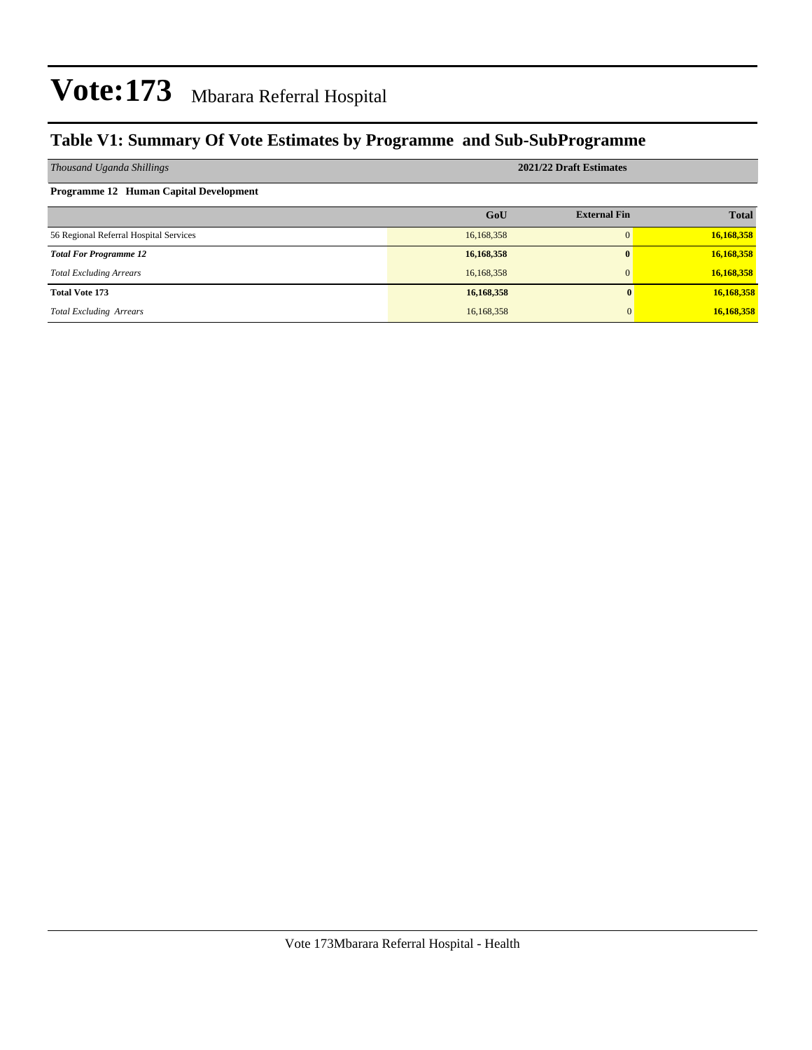# Vote:173 Mbarara Referral Hospital

## Table V1: Summary Of Vote Estimates by Programme and Sub-SubProgramme

| *Thousand Uganda Shillings* | **2021/22 Draft Estimates** | | |
|---|---|---|---|
| **Programme 12 Human Capital Development** | | | |
| | **GoU** | **External Fin** | **Total** |
| 56 Regional Referral Hospital Services | 16,168,358 | 0 | **16,168,358** |
| ***Total For Programme 12*** | **16,168,358** | **0** | **16,168,358** |
| *Total Excluding Arrears* | 16,168,358 | 0 | **16,168,358** |
| **Total Vote 173** | **16,168,358** | **0** | **16,168,358** |
| *Total Excluding Arrears* | 16,168,358 | 0 | **16,168,358** |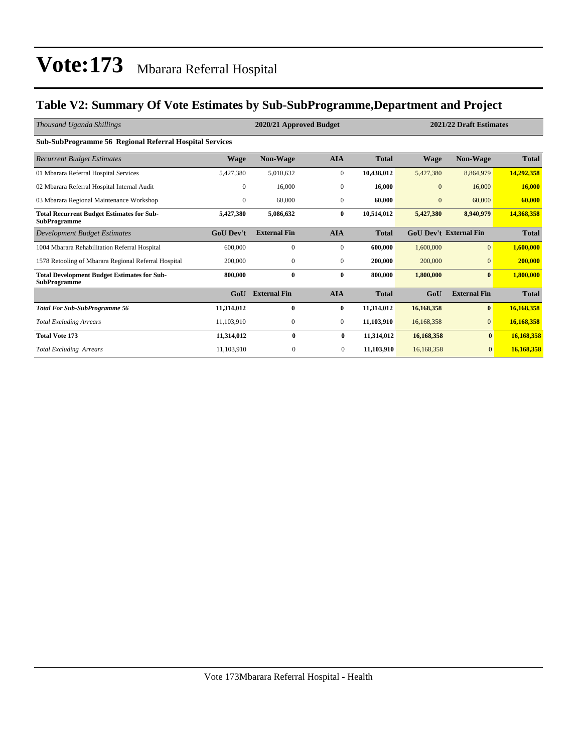# Vote:173 Mbarara Referral Hospital

## Table V2: Summary Of Vote Estimates by Sub-SubProgramme,Department and Project

| *Thousand Uganda Shillings* | 2020/21 Approved Budget | | | | 2021/22 Draft Estimates | | |
|---|---|---|---|---|---|---|---|
| **Sub-SubProgramme 56 Regional Referral Hospital Services** | | | | | | | |
| *Recurrent Budget Estimates* | **Wage** | **Non-Wage** | **AIA** | **Total** | **Wage** | **Non-Wage** | **Total** |
| 01 Mbarara Referral Hospital Services | 5,427,380 | 5,010,632 | 0 | **10,438,012** | 5,427,380 | 8,864,979 | **14,292,358** |
| 02 Mbarara Referral Hospital Internal Audit | 0 | 16,000 | 0 | **16,000** | 0 | 16,000 | **16,000** |
| 03 Mbarara Regional Maintenance Workshop | 0 | 60,000 | 0 | **60,000** | 0 | 60,000 | **60,000** |
| **Total Recurrent Budget Estimates for Sub-SubProgramme** | **5,427,380** | **5,086,632** | **0** | **10,514,012** | **5,427,380** | **8,940,979** | **14,368,358** |
| *Development Budget Estimates* | **GoU Dev't** | **External Fin** | **AIA** | **Total** | **GoU Dev't** | **External Fin** | **Total** |
| 1004 Mbarara Rehabilitation Referral Hospital | 600,000 | 0 | 0 | **600,000** | 1,600,000 | 0 | **1,600,000** |
| 1578 Retooling of Mbarara Regional Referral Hospital | 200,000 | 0 | 0 | **200,000** | 200,000 | 0 | **200,000** |
| **Total Development Budget Estimates for Sub-SubProgramme** | **800,000** | **0** | **0** | **800,000** | **1,800,000** | **0** | **1,800,000** |
| | **GoU** | **External Fin** | **AIA** | **Total** | **GoU** | **External Fin** | **Total** |
| ***Total For Sub-SubProgramme 56*** | **11,314,012** | **0** | **0** | **11,314,012** | **16,168,358** | **0** | **16,168,358** |
| *Total Excluding Arrears* | 11,103,910 | 0 | 0 | **11,103,910** | 16,168,358 | 0 | **16,168,358** |
| **Total Vote 173** | **11,314,012** | **0** | **0** | **11,314,012** | **16,168,358** | **0** | **16,168,358** |
| *Total Excluding Arrears* | 11,103,910 | 0 | 0 | **11,103,910** | 16,168,358 | 0 | **16,168,358** |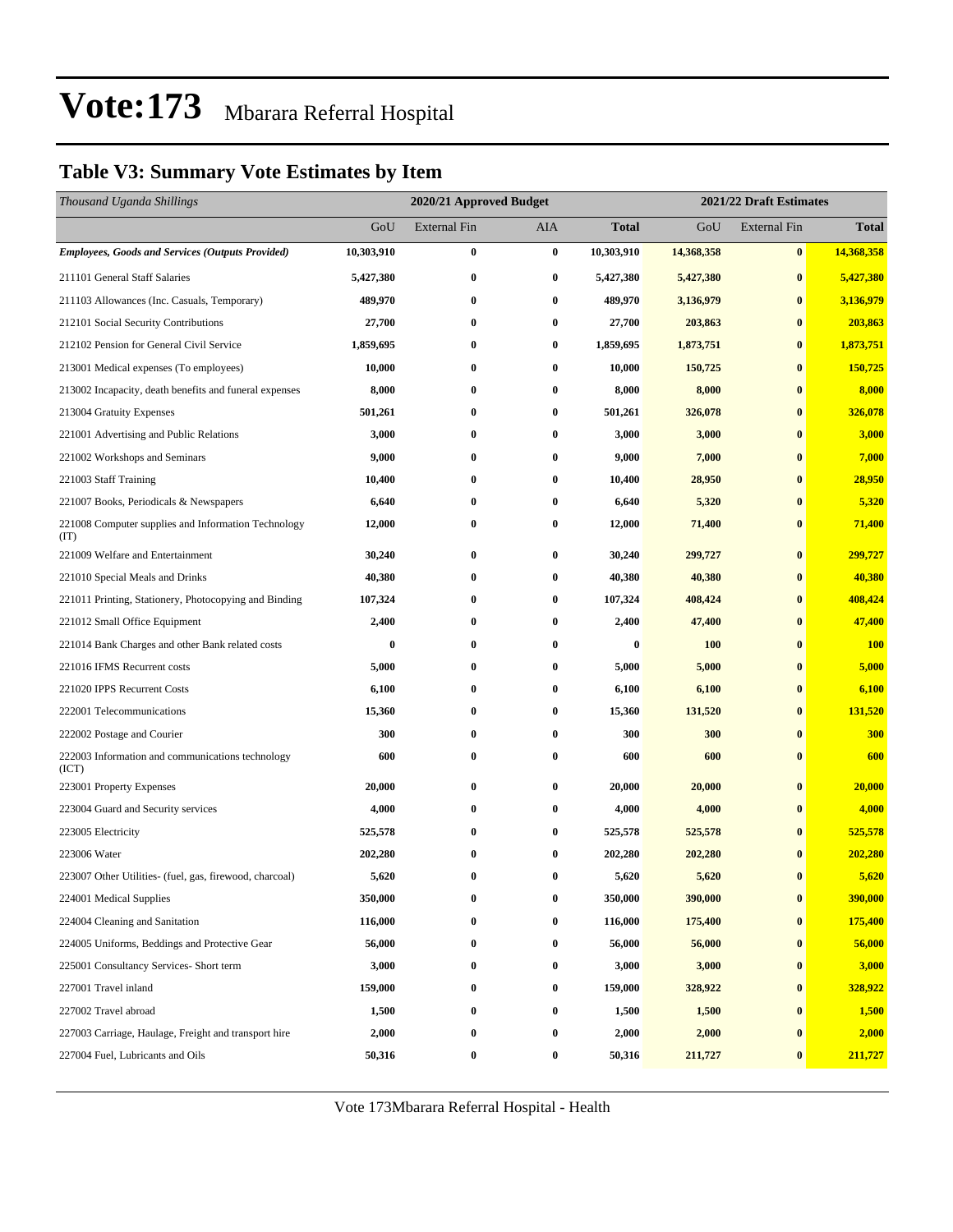# Vote:173 Mbarara Referral Hospital

## Table V3: Summary Vote Estimates by Item

| *Thousand Uganda Shillings* | 2020/21 Approved Budget | | | | 2021/22 Draft Estimates | | |
|---|---|---|---|---|---|---|---|
| | GoU | External Fin | AIA | Total | GoU | External Fin | Total |
| ***Employees, Goods and Services (Outputs Provided)*** | **10,303,910** | **0** | **0** | **10,303,910** | **14,368,358** | **0** | **14,368,358** |
| 211101 General Staff Salaries | **5,427,380** | **0** | **0** | **5,427,380** | **5,427,380** | **0** | **5,427,380** |
| 211103 Allowances (Inc. Casuals, Temporary) | **489,970** | **0** | **0** | **489,970** | **3,136,979** | **0** | **3,136,979** |
| 212101 Social Security Contributions | **27,700** | **0** | **0** | **27,700** | **203,863** | **0** | **203,863** |
| 212102 Pension for General Civil Service | **1,859,695** | **0** | **0** | **1,859,695** | **1,873,751** | **0** | **1,873,751** |
| 213001 Medical expenses (To employees) | **10,000** | **0** | **0** | **10,000** | **150,725** | **0** | **150,725** |
| 213002 Incapacity, death benefits and funeral expenses | **8,000** | **0** | **0** | **8,000** | **8,000** | **0** | **8,000** |
| 213004 Gratuity Expenses | **501,261** | **0** | **0** | **501,261** | **326,078** | **0** | **326,078** |
| 221001 Advertising and Public Relations | **3,000** | **0** | **0** | **3,000** | **3,000** | **0** | **3,000** |
| 221002 Workshops and Seminars | **9,000** | **0** | **0** | **9,000** | **7,000** | **0** | **7,000** |
| 221003 Staff Training | **10,400** | **0** | **0** | **10,400** | **28,950** | **0** | **28,950** |
| 221007 Books, Periodicals & Newspapers | **6,640** | **0** | **0** | **6,640** | **5,320** | **0** | **5,320** |
| 221008 Computer supplies and Information Technology (IT) | **12,000** | **0** | **0** | **12,000** | **71,400** | **0** | **71,400** |
| 221009 Welfare and Entertainment | **30,240** | **0** | **0** | **30,240** | **299,727** | **0** | **299,727** |
| 221010 Special Meals and Drinks | **40,380** | **0** | **0** | **40,380** | **40,380** | **0** | **40,380** |
| 221011 Printing, Stationery, Photocopying and Binding | **107,324** | **0** | **0** | **107,324** | **408,424** | **0** | **408,424** |
| 221012 Small Office Equipment | **2,400** | **0** | **0** | **2,400** | **47,400** | **0** | **47,400** |
| 221014 Bank Charges and other Bank related costs | **0** | **0** | **0** | **0** | **100** | **0** | **100** |
| 221016 IFMS Recurrent costs | **5,000** | **0** | **0** | **5,000** | **5,000** | **0** | **5,000** |
| 221020 IPPS Recurrent Costs | **6,100** | **0** | **0** | **6,100** | **6,100** | **0** | **6,100** |
| 222001 Telecommunications | **15,360** | **0** | **0** | **15,360** | **131,520** | **0** | **131,520** |
| 222002 Postage and Courier | **300** | **0** | **0** | **300** | **300** | **0** | **300** |
| 222003 Information and communications technology (ICT) | **600** | **0** | **0** | **600** | **600** | **0** | **600** |
| 223001 Property Expenses | **20,000** | **0** | **0** | **20,000** | **20,000** | **0** | **20,000** |
| 223004 Guard and Security services | **4,000** | **0** | **0** | **4,000** | **4,000** | **0** | **4,000** |
| 223005 Electricity | **525,578** | **0** | **0** | **525,578** | **525,578** | **0** | **525,578** |
| 223006 Water | **202,280** | **0** | **0** | **202,280** | **202,280** | **0** | **202,280** |
| 223007 Other Utilities- (fuel, gas, firewood, charcoal) | **5,620** | **0** | **0** | **5,620** | **5,620** | **0** | **5,620** |
| 224001 Medical Supplies | **350,000** | **0** | **0** | **350,000** | **390,000** | **0** | **390,000** |
| 224004 Cleaning and Sanitation | **116,000** | **0** | **0** | **116,000** | **175,400** | **0** | **175,400** |
| 224005 Uniforms, Beddings and Protective Gear | **56,000** | **0** | **0** | **56,000** | **56,000** | **0** | **56,000** |
| 225001 Consultancy Services- Short term | **3,000** | **0** | **0** | **3,000** | **3,000** | **0** | **3,000** |
| 227001 Travel inland | **159,000** | **0** | **0** | **159,000** | **328,922** | **0** | **328,922** |
| 227002 Travel abroad | **1,500** | **0** | **0** | **1,500** | **1,500** | **0** | **1,500** |
| 227003 Carriage, Haulage, Freight and transport hire | **2,000** | **0** | **0** | **2,000** | **2,000** | **0** | **2,000** |
| 227004 Fuel, Lubricants and Oils | **50,316** | **0** | **0** | **50,316** | **211,727** | **0** | **211,727** |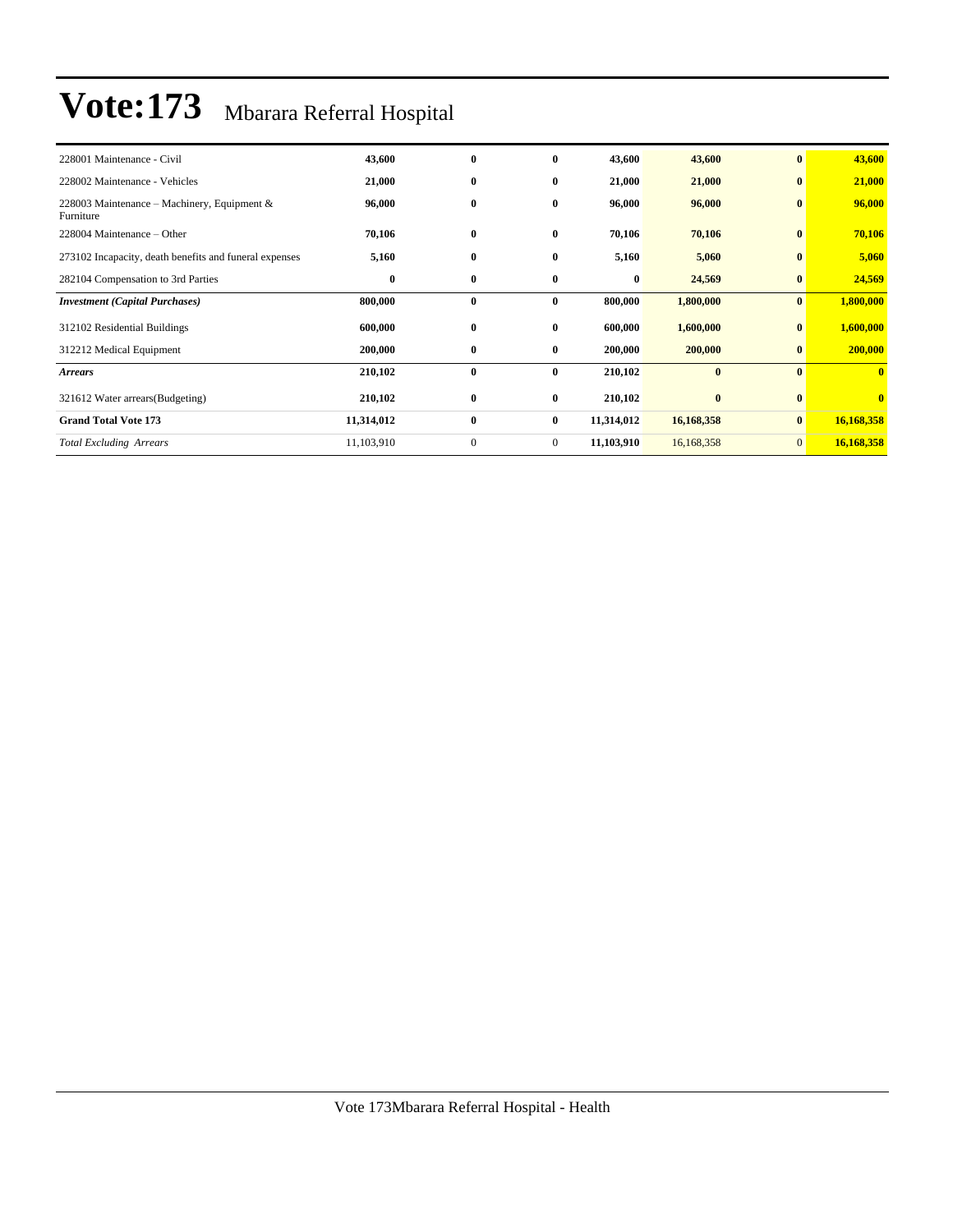# Vote:173 Mbarara Referral Hospital

| | | | | | | | |
|---|---|---|---|---|---|---|---|
| 228001 Maintenance - Civil | **43,600** | **0** | **0** | **43,600** | **43,600** | **0** | **43,600** |
| 228002 Maintenance - Vehicles | **21,000** | **0** | **0** | **21,000** | **21,000** | **0** | **21,000** |
| 228003 Maintenance – Machinery, Equipment & Furniture | **96,000** | **0** | **0** | **96,000** | **96,000** | **0** | **96,000** |
| 228004 Maintenance – Other | **70,106** | **0** | **0** | **70,106** | **70,106** | **0** | **70,106** |
| 273102 Incapacity, death benefits and funeral expenses | **5,160** | **0** | **0** | **5,160** | **5,060** | **0** | **5,060** |
| 282104 Compensation to 3rd Parties | **0** | **0** | **0** | **0** | **24,569** | **0** | **24,569** |
| ***Investment (Capital Purchases)*** | **800,000** | **0** | **0** | **800,000** | **1,800,000** | **0** | **1,800,000** |
| 312102 Residential Buildings | **600,000** | **0** | **0** | **600,000** | **1,600,000** | **0** | **1,600,000** |
| 312212 Medical Equipment | **200,000** | **0** | **0** | **200,000** | **200,000** | **0** | **200,000** |
| ***Arrears*** | **210,102** | **0** | **0** | **210,102** | **0** | **0** | **0** |
| 321612 Water arrears(Budgeting) | **210,102** | **0** | **0** | **210,102** | **0** | **0** | **0** |
| **Grand Total Vote 173** | **11,314,012** | **0** | **0** | **11,314,012** | **16,168,358** | **0** | **16,168,358** |
| *Total Excluding Arrears* | 11,103,910 | 0 | 0 | **11,103,910** | 16,168,358 | 0 | **16,168,358** |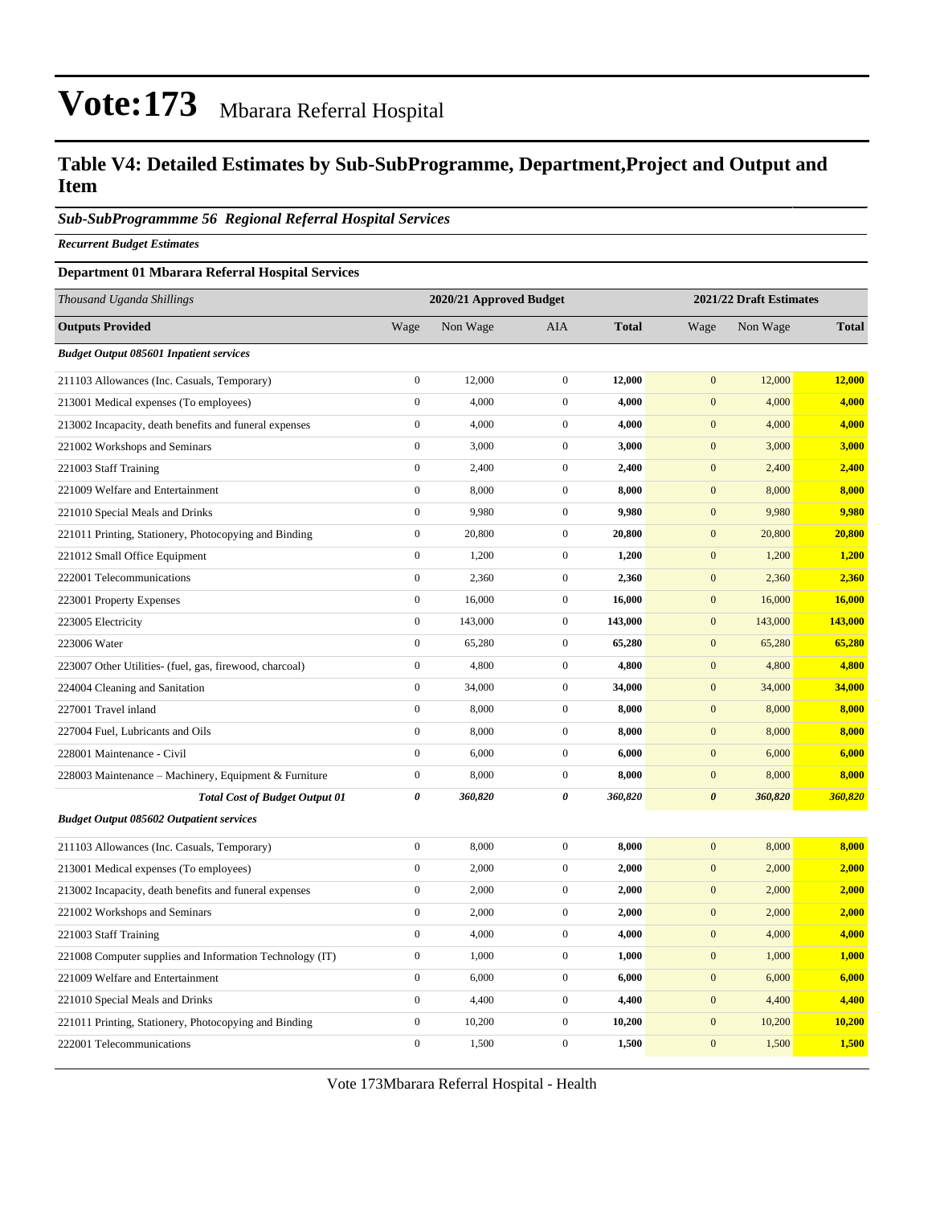# Vote:173 Mbarara Referral Hospital

## Table V4: Detailed Estimates by Sub-SubProgramme, Department,Project and Output and Item

### *Sub-SubProgrammme 56 Regional Referral Hospital Services*

***Recurrent Budget Estimates***

**Department 01 Mbarara Referral Hospital Services**

| *Thousand Uganda Shillings* | 2020/21 Approved Budget | | | | 2021/22 Draft Estimates | | |
|---|---|---|---|---|---|---|---|
| **Outputs Provided** | Wage | Non Wage | AIA | **Total** | Wage | Non Wage | **Total** |
| ***Budget Output 085601 Inpatient services*** | | | | | | | |
| 211103 Allowances (Inc. Casuals, Temporary) | 0 | 12,000 | 0 | **12,000** | 0 | 12,000 | **12,000** |
| 213001 Medical expenses (To employees) | 0 | 4,000 | 0 | **4,000** | 0 | 4,000 | **4,000** |
| 213002 Incapacity, death benefits and funeral expenses | 0 | 4,000 | 0 | **4,000** | 0 | 4,000 | **4,000** |
| 221002 Workshops and Seminars | 0 | 3,000 | 0 | **3,000** | 0 | 3,000 | **3,000** |
| 221003 Staff Training | 0 | 2,400 | 0 | **2,400** | 0 | 2,400 | **2,400** |
| 221009 Welfare and Entertainment | 0 | 8,000 | 0 | **8,000** | 0 | 8,000 | **8,000** |
| 221010 Special Meals and Drinks | 0 | 9,980 | 0 | **9,980** | 0 | 9,980 | **9,980** |
| 221011 Printing, Stationery, Photocopying and Binding | 0 | 20,800 | 0 | **20,800** | 0 | 20,800 | **20,800** |
| 221012 Small Office Equipment | 0 | 1,200 | 0 | **1,200** | 0 | 1,200 | **1,200** |
| 222001 Telecommunications | 0 | 2,360 | 0 | **2,360** | 0 | 2,360 | **2,360** |
| 223001 Property Expenses | 0 | 16,000 | 0 | **16,000** | 0 | 16,000 | **16,000** |
| 223005 Electricity | 0 | 143,000 | 0 | **143,000** | 0 | 143,000 | **143,000** |
| 223006 Water | 0 | 65,280 | 0 | **65,280** | 0 | 65,280 | **65,280** |
| 223007 Other Utilities- (fuel, gas, firewood, charcoal) | 0 | 4,800 | 0 | **4,800** | 0 | 4,800 | **4,800** |
| 224004 Cleaning and Sanitation | 0 | 34,000 | 0 | **34,000** | 0 | 34,000 | **34,000** |
| 227001 Travel inland | 0 | 8,000 | 0 | **8,000** | 0 | 8,000 | **8,000** |
| 227004 Fuel, Lubricants and Oils | 0 | 8,000 | 0 | **8,000** | 0 | 8,000 | **8,000** |
| 228001 Maintenance - Civil | 0 | 6,000 | 0 | **6,000** | 0 | 6,000 | **6,000** |
| 228003 Maintenance – Machinery, Equipment & Furniture | 0 | 8,000 | 0 | **8,000** | 0 | 8,000 | **8,000** |
| ***Total Cost of Budget Output 01*** | ***0*** | ***360,820*** | ***0*** | ***360,820*** | ***0*** | ***360,820*** | ***360,820*** |
| ***Budget Output 085602 Outpatient services*** | | | | | | | |
| 211103 Allowances (Inc. Casuals, Temporary) | 0 | 8,000 | 0 | **8,000** | 0 | 8,000 | **8,000** |
| 213001 Medical expenses (To employees) | 0 | 2,000 | 0 | **2,000** | 0 | 2,000 | **2,000** |
| 213002 Incapacity, death benefits and funeral expenses | 0 | 2,000 | 0 | **2,000** | 0 | 2,000 | **2,000** |
| 221002 Workshops and Seminars | 0 | 2,000 | 0 | **2,000** | 0 | 2,000 | **2,000** |
| 221003 Staff Training | 0 | 4,000 | 0 | **4,000** | 0 | 4,000 | **4,000** |
| 221008 Computer supplies and Information Technology (IT) | 0 | 1,000 | 0 | **1,000** | 0 | 1,000 | **1,000** |
| 221009 Welfare and Entertainment | 0 | 6,000 | 0 | **6,000** | 0 | 6,000 | **6,000** |
| 221010 Special Meals and Drinks | 0 | 4,400 | 0 | **4,400** | 0 | 4,400 | **4,400** |
| 221011 Printing, Stationery, Photocopying and Binding | 0 | 10,200 | 0 | **10,200** | 0 | 10,200 | **10,200** |
| 222001 Telecommunications | 0 | 1,500 | 0 | **1,500** | 0 | 1,500 | **1,500** |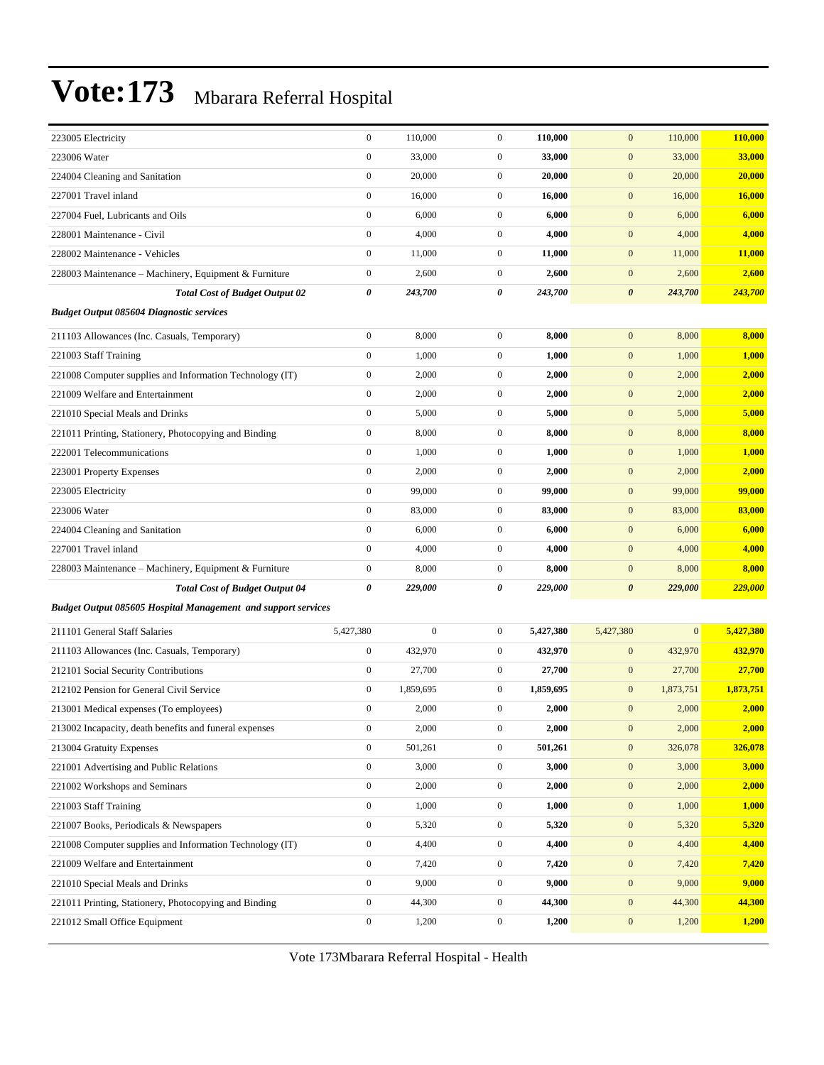# Vote:173 Mbarara Referral Hospital

| | | | | | | | |
|---|---|---|---|---|---|---|---|
| 223005 Electricity | 0 | 110,000 | 0 | **110,000** | 0 | 110,000 | **110,000** |
| 223006 Water | 0 | 33,000 | 0 | **33,000** | 0 | 33,000 | **33,000** |
| 224004 Cleaning and Sanitation | 0 | 20,000 | 0 | **20,000** | 0 | 20,000 | **20,000** |
| 227001 Travel inland | 0 | 16,000 | 0 | **16,000** | 0 | 16,000 | **16,000** |
| 227004 Fuel, Lubricants and Oils | 0 | 6,000 | 0 | **6,000** | 0 | 6,000 | **6,000** |
| 228001 Maintenance - Civil | 0 | 4,000 | 0 | **4,000** | 0 | 4,000 | **4,000** |
| 228002 Maintenance - Vehicles | 0 | 11,000 | 0 | **11,000** | 0 | 11,000 | **11,000** |
| 228003 Maintenance – Machinery, Equipment & Furniture | 0 | 2,600 | 0 | **2,600** | 0 | 2,600 | **2,600** |
| ***Total Cost of Budget Output 02*** | ***0*** | ***243,700*** | ***0*** | ***243,700*** | ***0*** | ***243,700*** | ***243,700*** |
| ***Budget Output 085604 Diagnostic services*** | | | | | | | |
| 211103 Allowances (Inc. Casuals, Temporary) | 0 | 8,000 | 0 | **8,000** | 0 | 8,000 | **8,000** |
| 221003 Staff Training | 0 | 1,000 | 0 | **1,000** | 0 | 1,000 | **1,000** |
| 221008 Computer supplies and Information Technology (IT) | 0 | 2,000 | 0 | **2,000** | 0 | 2,000 | **2,000** |
| 221009 Welfare and Entertainment | 0 | 2,000 | 0 | **2,000** | 0 | 2,000 | **2,000** |
| 221010 Special Meals and Drinks | 0 | 5,000 | 0 | **5,000** | 0 | 5,000 | **5,000** |
| 221011 Printing, Stationery, Photocopying and Binding | 0 | 8,000 | 0 | **8,000** | 0 | 8,000 | **8,000** |
| 222001 Telecommunications | 0 | 1,000 | 0 | **1,000** | 0 | 1,000 | **1,000** |
| 223001 Property Expenses | 0 | 2,000 | 0 | **2,000** | 0 | 2,000 | **2,000** |
| 223005 Electricity | 0 | 99,000 | 0 | **99,000** | 0 | 99,000 | **99,000** |
| 223006 Water | 0 | 83,000 | 0 | **83,000** | 0 | 83,000 | **83,000** |
| 224004 Cleaning and Sanitation | 0 | 6,000 | 0 | **6,000** | 0 | 6,000 | **6,000** |
| 227001 Travel inland | 0 | 4,000 | 0 | **4,000** | 0 | 4,000 | **4,000** |
| 228003 Maintenance – Machinery, Equipment & Furniture | 0 | 8,000 | 0 | **8,000** | 0 | 8,000 | **8,000** |
| ***Total Cost of Budget Output 04*** | ***0*** | ***229,000*** | ***0*** | ***229,000*** | ***0*** | ***229,000*** | ***229,000*** |
| ***Budget Output 085605 Hospital Management and support services*** | | | | | | | |
| 211101 General Staff Salaries | 5,427,380 | 0 | 0 | **5,427,380** | 5,427,380 | 0 | **5,427,380** |
| 211103 Allowances (Inc. Casuals, Temporary) | 0 | 432,970 | 0 | **432,970** | 0 | 432,970 | **432,970** |
| 212101 Social Security Contributions | 0 | 27,700 | 0 | **27,700** | 0 | 27,700 | **27,700** |
| 212102 Pension for General Civil Service | 0 | 1,859,695 | 0 | **1,859,695** | 0 | 1,873,751 | **1,873,751** |
| 213001 Medical expenses (To employees) | 0 | 2,000 | 0 | **2,000** | 0 | 2,000 | **2,000** |
| 213002 Incapacity, death benefits and funeral expenses | 0 | 2,000 | 0 | **2,000** | 0 | 2,000 | **2,000** |
| 213004 Gratuity Expenses | 0 | 501,261 | 0 | **501,261** | 0 | 326,078 | **326,078** |
| 221001 Advertising and Public Relations | 0 | 3,000 | 0 | **3,000** | 0 | 3,000 | **3,000** |
| 221002 Workshops and Seminars | 0 | 2,000 | 0 | **2,000** | 0 | 2,000 | **2,000** |
| 221003 Staff Training | 0 | 1,000 | 0 | **1,000** | 0 | 1,000 | **1,000** |
| 221007 Books, Periodicals & Newspapers | 0 | 5,320 | 0 | **5,320** | 0 | 5,320 | **5,320** |
| 221008 Computer supplies and Information Technology (IT) | 0 | 4,400 | 0 | **4,400** | 0 | 4,400 | **4,400** |
| 221009 Welfare and Entertainment | 0 | 7,420 | 0 | **7,420** | 0 | 7,420 | **7,420** |
| 221010 Special Meals and Drinks | 0 | 9,000 | 0 | **9,000** | 0 | 9,000 | **9,000** |
| 221011 Printing, Stationery, Photocopying and Binding | 0 | 44,300 | 0 | **44,300** | 0 | 44,300 | **44,300** |
| 221012 Small Office Equipment | 0 | 1,200 | 0 | **1,200** | 0 | 1,200 | **1,200** |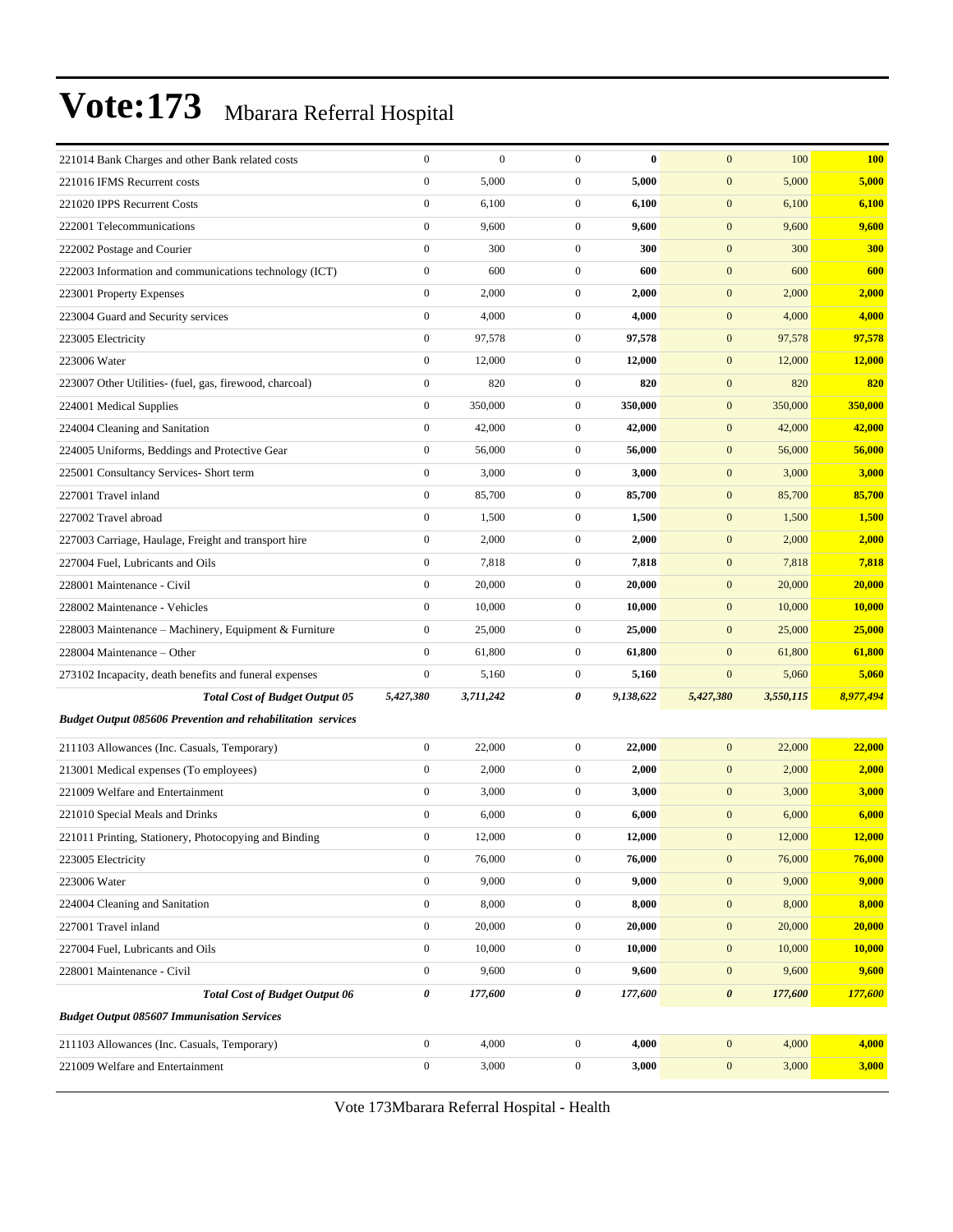# Vote:173 Mbarara Referral Hospital

| | | | | | | | |
|---|---|---|---|---|---|---|---|
| 221014 Bank Charges and other Bank related costs | 0 | 0 | 0 | **0** | 0 | 100 | **100** |
| 221016 IFMS Recurrent costs | 0 | 5,000 | 0 | **5,000** | 0 | 5,000 | **5,000** |
| 221020 IPPS Recurrent Costs | 0 | 6,100 | 0 | **6,100** | 0 | 6,100 | **6,100** |
| 222001 Telecommunications | 0 | 9,600 | 0 | **9,600** | 0 | 9,600 | **9,600** |
| 222002 Postage and Courier | 0 | 300 | 0 | **300** | 0 | 300 | **300** |
| 222003 Information and communications technology (ICT) | 0 | 600 | 0 | **600** | 0 | 600 | **600** |
| 223001 Property Expenses | 0 | 2,000 | 0 | **2,000** | 0 | 2,000 | **2,000** |
| 223004 Guard and Security services | 0 | 4,000 | 0 | **4,000** | 0 | 4,000 | **4,000** |
| 223005 Electricity | 0 | 97,578 | 0 | **97,578** | 0 | 97,578 | **97,578** |
| 223006 Water | 0 | 12,000 | 0 | **12,000** | 0 | 12,000 | **12,000** |
| 223007 Other Utilities- (fuel, gas, firewood, charcoal) | 0 | 820 | 0 | **820** | 0 | 820 | **820** |
| 224001 Medical Supplies | 0 | 350,000 | 0 | **350,000** | 0 | 350,000 | **350,000** |
| 224004 Cleaning and Sanitation | 0 | 42,000 | 0 | **42,000** | 0 | 42,000 | **42,000** |
| 224005 Uniforms, Beddings and Protective Gear | 0 | 56,000 | 0 | **56,000** | 0 | 56,000 | **56,000** |
| 225001 Consultancy Services- Short term | 0 | 3,000 | 0 | **3,000** | 0 | 3,000 | **3,000** |
| 227001 Travel inland | 0 | 85,700 | 0 | **85,700** | 0 | 85,700 | **85,700** |
| 227002 Travel abroad | 0 | 1,500 | 0 | **1,500** | 0 | 1,500 | **1,500** |
| 227003 Carriage, Haulage, Freight and transport hire | 0 | 2,000 | 0 | **2,000** | 0 | 2,000 | **2,000** |
| 227004 Fuel, Lubricants and Oils | 0 | 7,818 | 0 | **7,818** | 0 | 7,818 | **7,818** |
| 228001 Maintenance - Civil | 0 | 20,000 | 0 | **20,000** | 0 | 20,000 | **20,000** |
| 228002 Maintenance - Vehicles | 0 | 10,000 | 0 | **10,000** | 0 | 10,000 | **10,000** |
| 228003 Maintenance – Machinery, Equipment & Furniture | 0 | 25,000 | 0 | **25,000** | 0 | 25,000 | **25,000** |
| 228004 Maintenance – Other | 0 | 61,800 | 0 | **61,800** | 0 | 61,800 | **61,800** |
| 273102 Incapacity, death benefits and funeral expenses | 0 | 5,160 | 0 | **5,160** | 0 | 5,060 | **5,060** |
| ***Total Cost of Budget Output 05*** | ***5,427,380*** | ***3,711,242*** | ***0*** | ***9,138,622*** | ***5,427,380*** | ***3,550,115*** | ***8,977,494*** |
| ***Budget Output 085606 Prevention and rehabilitation services*** | | | | | | | |
| 211103 Allowances (Inc. Casuals, Temporary) | 0 | 22,000 | 0 | **22,000** | 0 | 22,000 | **22,000** |
| 213001 Medical expenses (To employees) | 0 | 2,000 | 0 | **2,000** | 0 | 2,000 | **2,000** |
| 221009 Welfare and Entertainment | 0 | 3,000 | 0 | **3,000** | 0 | 3,000 | **3,000** |
| 221010 Special Meals and Drinks | 0 | 6,000 | 0 | **6,000** | 0 | 6,000 | **6,000** |
| 221011 Printing, Stationery, Photocopying and Binding | 0 | 12,000 | 0 | **12,000** | 0 | 12,000 | **12,000** |
| 223005 Electricity | 0 | 76,000 | 0 | **76,000** | 0 | 76,000 | **76,000** |
| 223006 Water | 0 | 9,000 | 0 | **9,000** | 0 | 9,000 | **9,000** |
| 224004 Cleaning and Sanitation | 0 | 8,000 | 0 | **8,000** | 0 | 8,000 | **8,000** |
| 227001 Travel inland | 0 | 20,000 | 0 | **20,000** | 0 | 20,000 | **20,000** |
| 227004 Fuel, Lubricants and Oils | 0 | 10,000 | 0 | **10,000** | 0 | 10,000 | **10,000** |
| 228001 Maintenance - Civil | 0 | 9,600 | 0 | **9,600** | 0 | 9,600 | **9,600** |
| ***Total Cost of Budget Output 06*** | ***0*** | ***177,600*** | ***0*** | ***177,600*** | ***0*** | ***177,600*** | ***177,600*** |
| ***Budget Output 085607 Immunisation Services*** | | | | | | | |
| 211103 Allowances (Inc. Casuals, Temporary) | 0 | 4,000 | 0 | **4,000** | 0 | 4,000 | **4,000** |
| 221009 Welfare and Entertainment | 0 | 3,000 | 0 | **3,000** | 0 | 3,000 | **3,000** |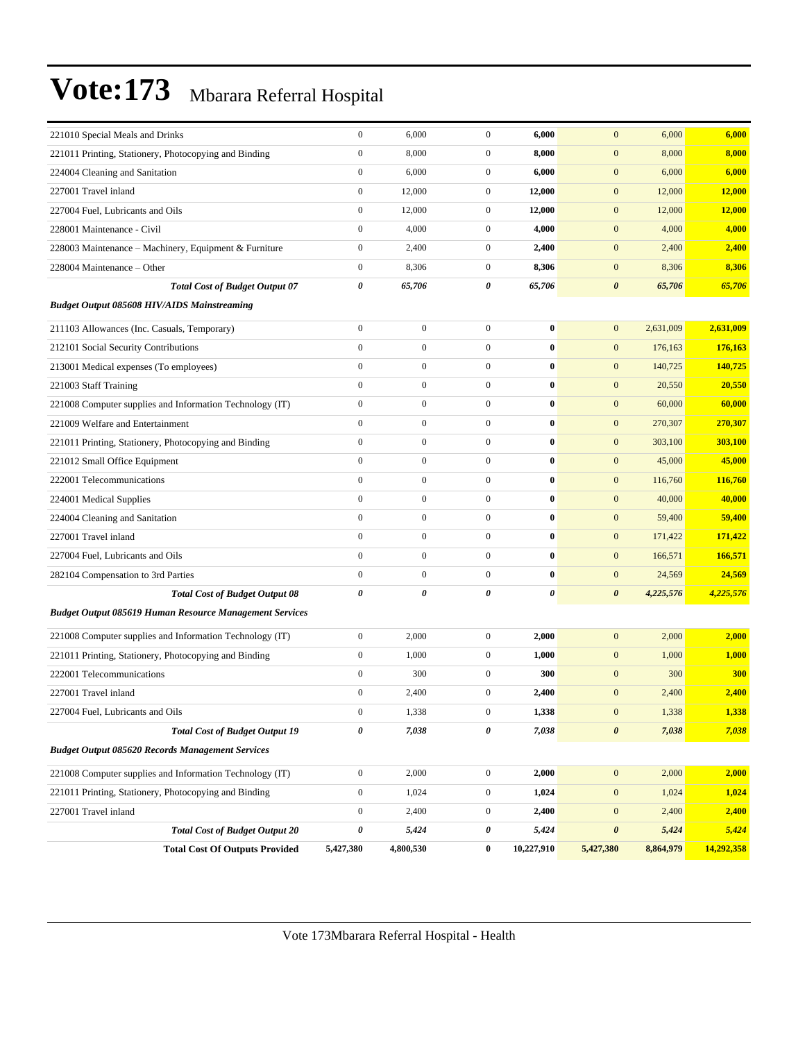# Vote:173 Mbarara Referral Hospital

| | | | | | | | |
|---|---|---|---|---|---|---|---|
| 221010 Special Meals and Drinks | 0 | 6,000 | 0 | **6,000** | 0 | 6,000 | **6,000** |
| 221011 Printing, Stationery, Photocopying and Binding | 0 | 8,000 | 0 | **8,000** | 0 | 8,000 | **8,000** |
| 224004 Cleaning and Sanitation | 0 | 6,000 | 0 | **6,000** | 0 | 6,000 | **6,000** |
| 227001 Travel inland | 0 | 12,000 | 0 | **12,000** | 0 | 12,000 | **12,000** |
| 227004 Fuel, Lubricants and Oils | 0 | 12,000 | 0 | **12,000** | 0 | 12,000 | **12,000** |
| 228001 Maintenance - Civil | 0 | 4,000 | 0 | **4,000** | 0 | 4,000 | **4,000** |
| 228003 Maintenance – Machinery, Equipment & Furniture | 0 | 2,400 | 0 | **2,400** | 0 | 2,400 | **2,400** |
| 228004 Maintenance – Other | 0 | 8,306 | 0 | **8,306** | 0 | 8,306 | **8,306** |
| ***Total Cost of Budget Output 07*** | ***0*** | ***65,706*** | ***0*** | ***65,706*** | ***0*** | ***65,706*** | ***65,706*** |
| ***Budget Output 085608 HIV/AIDS Mainstreaming*** | | | | | | | |
| 211103 Allowances (Inc. Casuals, Temporary) | 0 | 0 | 0 | **0** | 0 | 2,631,009 | **2,631,009** |
| 212101 Social Security Contributions | 0 | 0 | 0 | **0** | 0 | 176,163 | **176,163** |
| 213001 Medical expenses (To employees) | 0 | 0 | 0 | **0** | 0 | 140,725 | **140,725** |
| 221003 Staff Training | 0 | 0 | 0 | **0** | 0 | 20,550 | **20,550** |
| 221008 Computer supplies and Information Technology (IT) | 0 | 0 | 0 | **0** | 0 | 60,000 | **60,000** |
| 221009 Welfare and Entertainment | 0 | 0 | 0 | **0** | 0 | 270,307 | **270,307** |
| 221011 Printing, Stationery, Photocopying and Binding | 0 | 0 | 0 | **0** | 0 | 303,100 | **303,100** |
| 221012 Small Office Equipment | 0 | 0 | 0 | **0** | 0 | 45,000 | **45,000** |
| 222001 Telecommunications | 0 | 0 | 0 | **0** | 0 | 116,760 | **116,760** |
| 224001 Medical Supplies | 0 | 0 | 0 | **0** | 0 | 40,000 | **40,000** |
| 224004 Cleaning and Sanitation | 0 | 0 | 0 | **0** | 0 | 59,400 | **59,400** |
| 227001 Travel inland | 0 | 0 | 0 | **0** | 0 | 171,422 | **171,422** |
| 227004 Fuel, Lubricants and Oils | 0 | 0 | 0 | **0** | 0 | 166,571 | **166,571** |
| 282104 Compensation to 3rd Parties | 0 | 0 | 0 | **0** | 0 | 24,569 | **24,569** |
| ***Total Cost of Budget Output 08*** | ***0*** | ***0*** | ***0*** | ***0*** | ***0*** | ***4,225,576*** | ***4,225,576*** |
| ***Budget Output 085619 Human Resource Management Services*** | | | | | | | |
| 221008 Computer supplies and Information Technology (IT) | 0 | 2,000 | 0 | **2,000** | 0 | 2,000 | **2,000** |
| 221011 Printing, Stationery, Photocopying and Binding | 0 | 1,000 | 0 | **1,000** | 0 | 1,000 | **1,000** |
| 222001 Telecommunications | 0 | 300 | 0 | **300** | 0 | 300 | **300** |
| 227001 Travel inland | 0 | 2,400 | 0 | **2,400** | 0 | 2,400 | **2,400** |
| 227004 Fuel, Lubricants and Oils | 0 | 1,338 | 0 | **1,338** | 0 | 1,338 | **1,338** |
| ***Total Cost of Budget Output 19*** | ***0*** | ***7,038*** | ***0*** | ***7,038*** | ***0*** | ***7,038*** | ***7,038*** |
| ***Budget Output 085620 Records Management Services*** | | | | | | | |
| 221008 Computer supplies and Information Technology (IT) | 0 | 2,000 | 0 | **2,000** | 0 | 2,000 | **2,000** |
| 221011 Printing, Stationery, Photocopying and Binding | 0 | 1,024 | 0 | **1,024** | 0 | 1,024 | **1,024** |
| 227001 Travel inland | 0 | 2,400 | 0 | **2,400** | 0 | 2,400 | **2,400** |
| ***Total Cost of Budget Output 20*** | ***0*** | ***5,424*** | ***0*** | ***5,424*** | ***0*** | ***5,424*** | ***5,424*** |
| **Total Cost Of Outputs Provided** | **5,427,380** | **4,800,530** | **0** | **10,227,910** | **5,427,380** | **8,864,979** | **14,292,358** |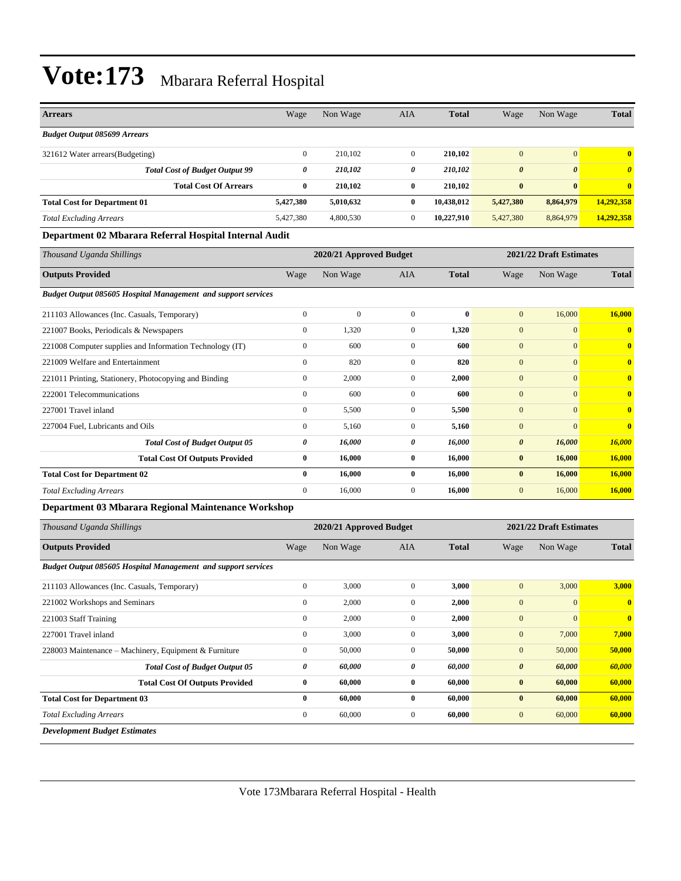# Vote:173 Mbarara Referral Hospital

| Arrears | Wage | Non Wage | AIA | Total | Wage | Non Wage | Total |
|---|---|---|---|---|---|---|---|
| ***Budget Output 085699 Arrears*** | | | | | | | |
| 321612 Water arrears(Budgeting) | 0 | 210,102 | 0 | **210,102** | 0 | 0 | **0** |
| ***Total Cost of Budget Output 99*** | ***0*** | ***210,102*** | ***0*** | ***210,102*** | ***0*** | ***0*** | ***0*** |
| **Total Cost Of Arrears** | **0** | **210,102** | **0** | **210,102** | **0** | **0** | **0** |
| **Total Cost for Department 01** | **5,427,380** | **5,010,632** | **0** | **10,438,012** | **5,427,380** | **8,864,979** | **14,292,358** |
| *Total Excluding Arrears* | 5,427,380 | 4,800,530 | 0 | **10,227,910** | 5,427,380 | 8,864,979 | **14,292,358** |

### Department 02 Mbarara Referral Hospital Internal Audit

| *Thousand Uganda Shillings* | 2020/21 Approved Budget | | | | 2021/22 Draft Estimates | | |
|---|---|---|---|---|---|---|---|
| **Outputs Provided** | Wage | Non Wage | AIA | **Total** | Wage | Non Wage | **Total** |
| ***Budget Output 085605 Hospital Management and support services*** | | | | | | | |
| 211103 Allowances (Inc. Casuals, Temporary) | 0 | 0 | 0 | **0** | 0 | 16,000 | **16,000** |
| 221007 Books, Periodicals & Newspapers | 0 | 1,320 | 0 | **1,320** | 0 | 0 | **0** |
| 221008 Computer supplies and Information Technology (IT) | 0 | 600 | 0 | **600** | 0 | 0 | **0** |
| 221009 Welfare and Entertainment | 0 | 820 | 0 | **820** | 0 | 0 | **0** |
| 221011 Printing, Stationery, Photocopying and Binding | 0 | 2,000 | 0 | **2,000** | 0 | 0 | **0** |
| 222001 Telecommunications | 0 | 600 | 0 | **600** | 0 | 0 | **0** |
| 227001 Travel inland | 0 | 5,500 | 0 | **5,500** | 0 | 0 | **0** |
| 227004 Fuel, Lubricants and Oils | 0 | 5,160 | 0 | **5,160** | 0 | 0 | **0** |
| ***Total Cost of Budget Output 05*** | ***0*** | ***16,000*** | ***0*** | ***16,000*** | ***0*** | ***16,000*** | ***16,000*** |
| **Total Cost Of Outputs Provided** | **0** | **16,000** | **0** | **16,000** | **0** | **16,000** | **16,000** |
| **Total Cost for Department 02** | **0** | **16,000** | **0** | **16,000** | **0** | **16,000** | **16,000** |
| *Total Excluding Arrears* | 0 | 16,000 | 0 | **16,000** | 0 | 16,000 | **16,000** |

### Department 03 Mbarara Regional Maintenance Workshop

| *Thousand Uganda Shillings* | 2020/21 Approved Budget | | | | 2021/22 Draft Estimates | | |
|---|---|---|---|---|---|---|---|
| **Outputs Provided** | Wage | Non Wage | AIA | **Total** | Wage | Non Wage | **Total** |
| ***Budget Output 085605 Hospital Management and support services*** | | | | | | | |
| 211103 Allowances (Inc. Casuals, Temporary) | 0 | 3,000 | 0 | **3,000** | 0 | 3,000 | **3,000** |
| 221002 Workshops and Seminars | 0 | 2,000 | 0 | **2,000** | 0 | 0 | **0** |
| 221003 Staff Training | 0 | 2,000 | 0 | **2,000** | 0 | 0 | **0** |
| 227001 Travel inland | 0 | 3,000 | 0 | **3,000** | 0 | 7,000 | **7,000** |
| 228003 Maintenance – Machinery, Equipment & Furniture | 0 | 50,000 | 0 | **50,000** | 0 | 50,000 | **50,000** |
| ***Total Cost of Budget Output 05*** | ***0*** | ***60,000*** | ***0*** | ***60,000*** | ***0*** | ***60,000*** | ***60,000*** |
| **Total Cost Of Outputs Provided** | **0** | **60,000** | **0** | **60,000** | **0** | **60,000** | **60,000** |
| **Total Cost for Department 03** | **0** | **60,000** | **0** | **60,000** | **0** | **60,000** | **60,000** |
| *Total Excluding Arrears* | 0 | 60,000 | 0 | **60,000** | 0 | 60,000 | **60,000** |

***Development Budget Estimates***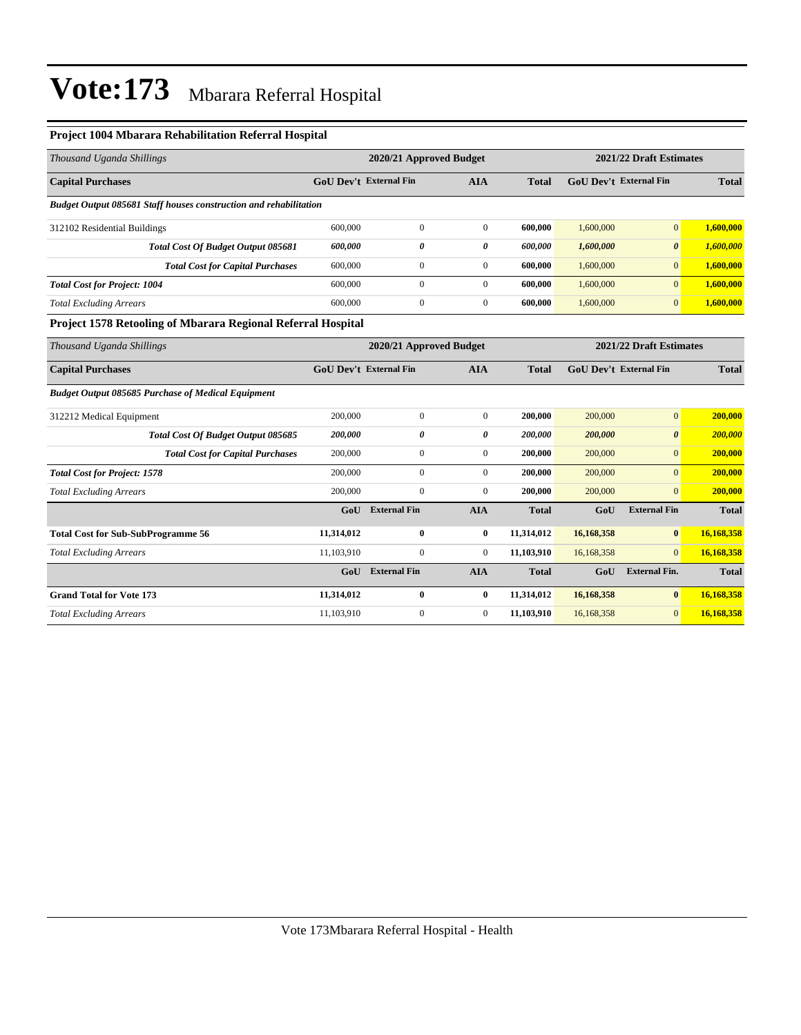# Vote:173 Mbarara Referral Hospital

### Project 1004 Mbarara Rehabilitation Referral Hospital

| *Thousand Uganda Shillings* | 2020/21 Approved Budget | | | | 2021/22 Draft Estimates | | |
|---|---|---|---|---|---|---|---|
| **Capital Purchases** | **GoU Dev't** | **External Fin** | **AIA** | **Total** | **GoU Dev't** | **External Fin** | **Total** |
| ***Budget Output 085681 Staff houses construction and rehabilitation*** | | | | | | | |
| 312102 Residential Buildings | 600,000 | 0 | 0 | **600,000** | 1,600,000 | 0 | **1,600,000** |
| ***Total Cost Of Budget Output 085681*** | ***600,000*** | ***0*** | ***0*** | ***600,000*** | ***1,600,000*** | ***0*** | ***1,600,000*** |
| ***Total Cost for Capital Purchases*** | 600,000 | 0 | 0 | **600,000** | 1,600,000 | 0 | **1,600,000** |
| ***Total Cost for Project: 1004*** | 600,000 | 0 | 0 | **600,000** | 1,600,000 | 0 | **1,600,000** |
| *Total Excluding Arrears* | 600,000 | 0 | 0 | **600,000** | 1,600,000 | 0 | **1,600,000** |

### Project 1578 Retooling of Mbarara Regional Referral Hospital

| *Thousand Uganda Shillings* | 2020/21 Approved Budget | | | | 2021/22 Draft Estimates | | |
|---|---|---|---|---|---|---|---|
| **Capital Purchases** | **GoU Dev't** | **External Fin** | **AIA** | **Total** | **GoU Dev't** | **External Fin** | **Total** |
| ***Budget Output 085685 Purchase of Medical Equipment*** | | | | | | | |
| 312212 Medical Equipment | 200,000 | 0 | 0 | **200,000** | 200,000 | 0 | **200,000** |
| ***Total Cost Of Budget Output 085685*** | ***200,000*** | ***0*** | ***0*** | ***200,000*** | ***200,000*** | ***0*** | ***200,000*** |
| ***Total Cost for Capital Purchases*** | 200,000 | 0 | 0 | **200,000** | 200,000 | 0 | **200,000** |
| ***Total Cost for Project: 1578*** | 200,000 | 0 | 0 | **200,000** | 200,000 | 0 | **200,000** |
| *Total Excluding Arrears* | 200,000 | 0 | 0 | **200,000** | 200,000 | 0 | **200,000** |
| | **GoU** | **External Fin** | **AIA** | **Total** | **GoU** | **External Fin** | **Total** |
| **Total Cost for Sub-SubProgramme 56** | **11,314,012** | **0** | **0** | **11,314,012** | **16,168,358** | **0** | **16,168,358** |
| *Total Excluding Arrears* | 11,103,910 | 0 | 0 | **11,103,910** | 16,168,358 | 0 | **16,168,358** |
| | **GoU** | **External Fin** | **AIA** | **Total** | **GoU** | **External Fin.** | **Total** |
| **Grand Total for Vote 173** | **11,314,012** | **0** | **0** | **11,314,012** | **16,168,358** | **0** | **16,168,358** |
| *Total Excluding Arrears* | 11,103,910 | 0 | 0 | **11,103,910** | 16,168,358 | 0 | **16,168,358** |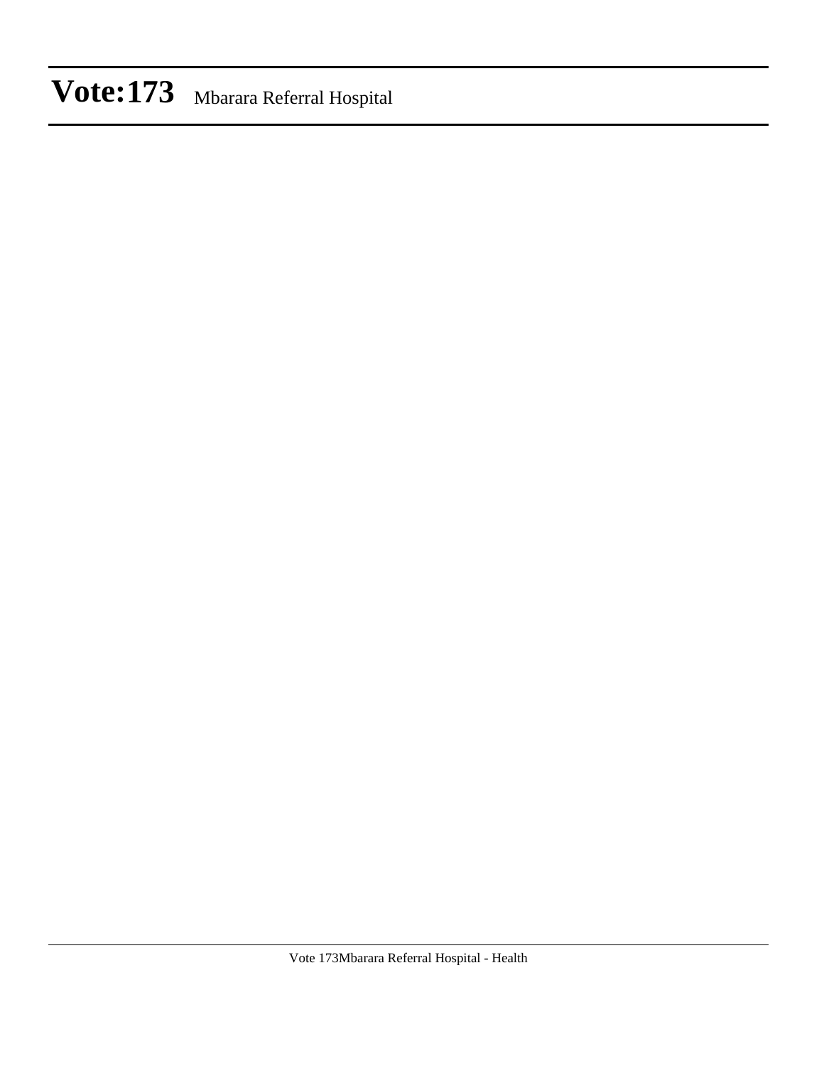# Vote:173 Mbarara Referral Hospital